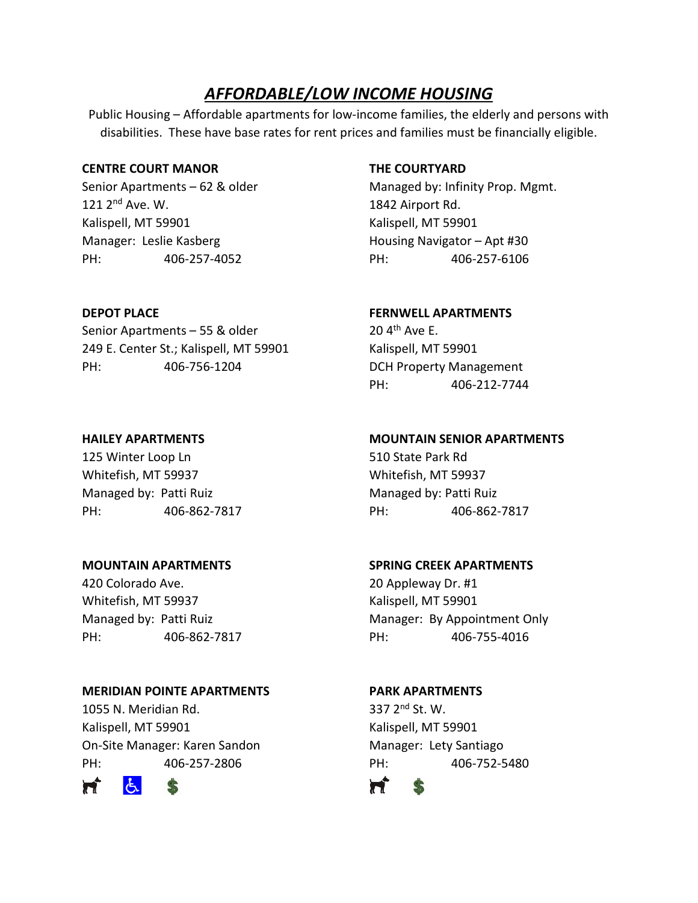# ***AFFORDABLE/LOW INCOME HOUSING***

Public Housing – Affordable apartments for low-income families, the elderly and persons with disabilities. These have base rates for rent prices and families must be financially eligible.

**CENTRE COURT MANOR**
Senior Apartments – 62 & older
121 2nd Ave. W.
Kalispell, MT 59901
Manager: Leslie Kasberg
PH: 406-257-4052

**THE COURTYARD**
Managed by: Infinity Prop. Mgmt.
1842 Airport Rd.
Kalispell, MT 59901
Housing Navigator – Apt #30
PH: 406-257-6106

**DEPOT PLACE**
Senior Apartments – 55 & older
249 E. Center St.; Kalispell, MT 59901
PH: 406-756-1204

**FERNWELL APARTMENTS**
20 4th Ave E.
Kalispell, MT 59901
DCH Property Management
PH: 406-212-7744

**HAILEY APARTMENTS**
125 Winter Loop Ln
Whitefish, MT 59937
Managed by: Patti Ruiz
PH: 406-862-7817

**MOUNTAIN SENIOR APARTMENTS**
510 State Park Rd
Whitefish, MT 59937
Managed by: Patti Ruiz
PH: 406-862-7817

**MOUNTAIN APARTMENTS**
420 Colorado Ave.
Whitefish, MT 59937
Managed by: Patti Ruiz
PH: 406-862-7817

**SPRING CREEK APARTMENTS**
20 Appleway Dr. #1
Kalispell, MT 59901
Manager: By Appointment Only
PH: 406-755-4016

**MERIDIAN POINTE APARTMENTS**
1055 N. Meridian Rd.
Kalispell, MT 59901
On-Site Manager: Karen Sandon
PH: 406-257-2806

**PARK APARTMENTS**
337 2nd St. W.
Kalispell, MT 59901
Manager: Lety Santiago
PH: 406-752-5480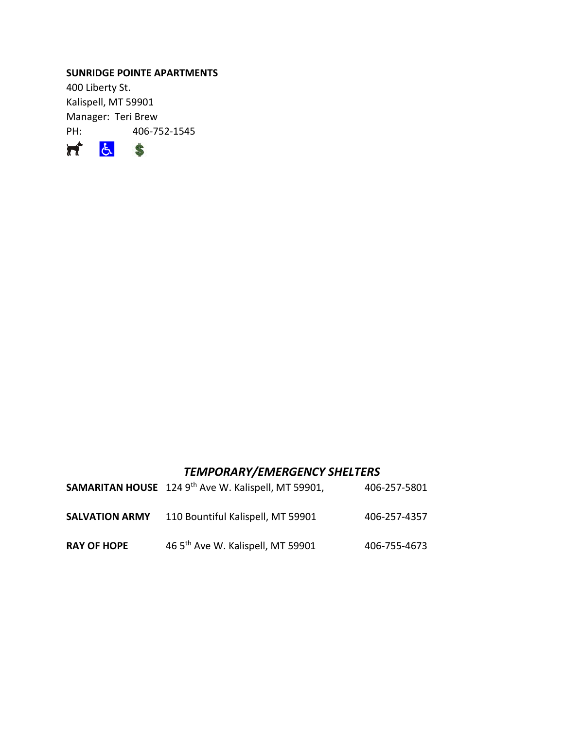**SUNRIDGE POINTE APARTMENTS**
400 Liberty St.
Kalispell, MT 59901
Manager: Teri Brew
PH: 406-752-1545

## ***TEMPORARY/EMERGENCY SHELTERS***

| | | |
|---|---|---|
| **SAMARITAN HOUSE** | 124 9th Ave W. Kalispell, MT 59901, | 406-257-5801 |
| **SALVATION ARMY** | 110 Bountiful Kalispell, MT 59901 | 406-257-4357 |
| **RAY OF HOPE** | 46 5th Ave W. Kalispell, MT 59901 | 406-755-4673 |